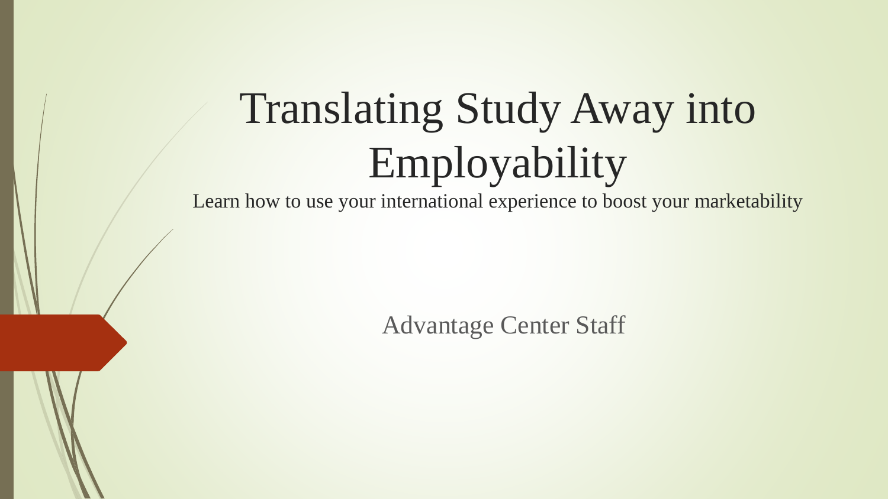# Translating Study Away into Employability

Learn how to use your international experience to boost your marketability

Advantage Center Staff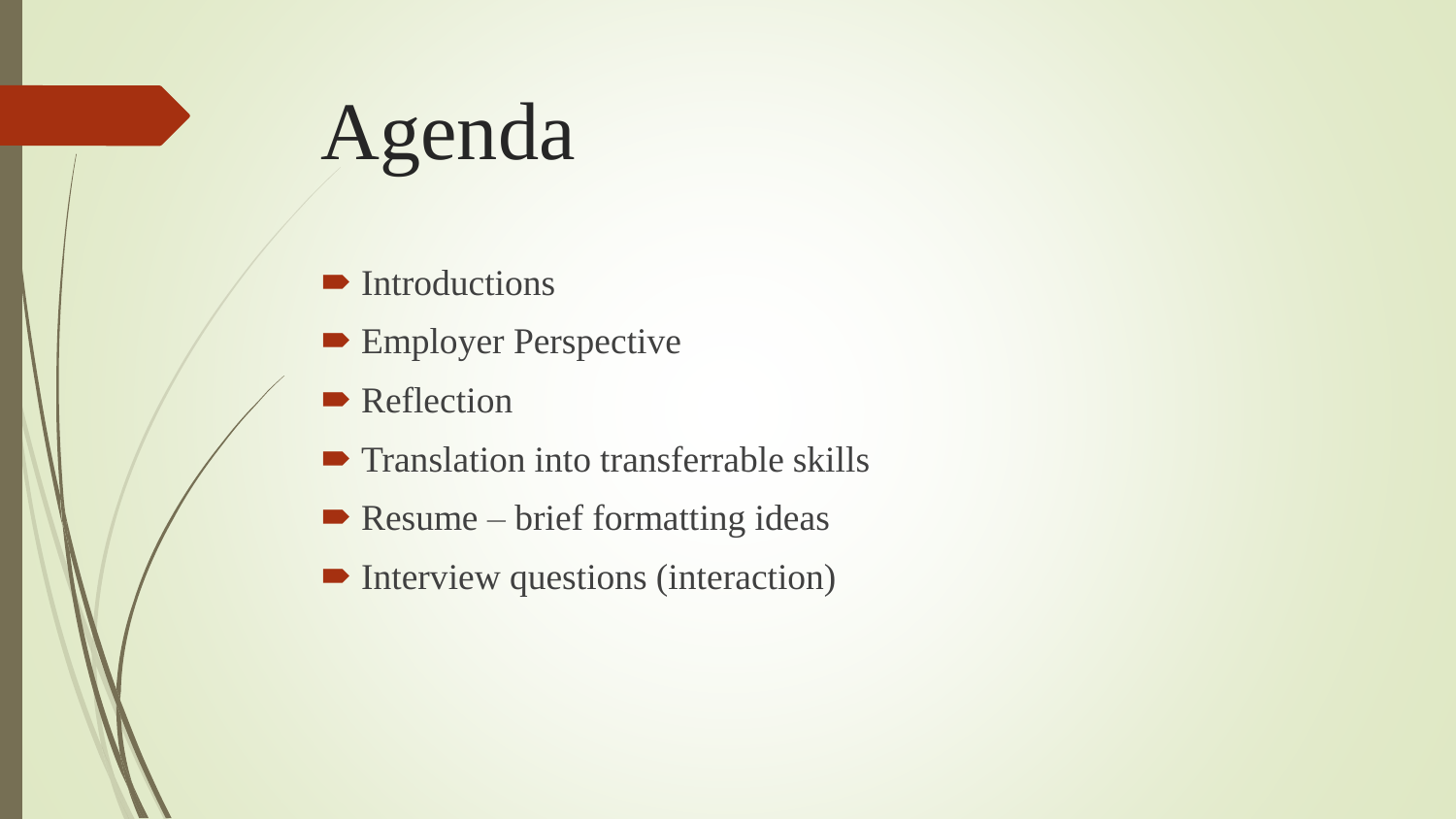# Agenda

- Introductions
- Employer Perspective
- Reflection
- Translation into transferrable skills
- Resume – brief formatting ideas
- Interview questions (interaction)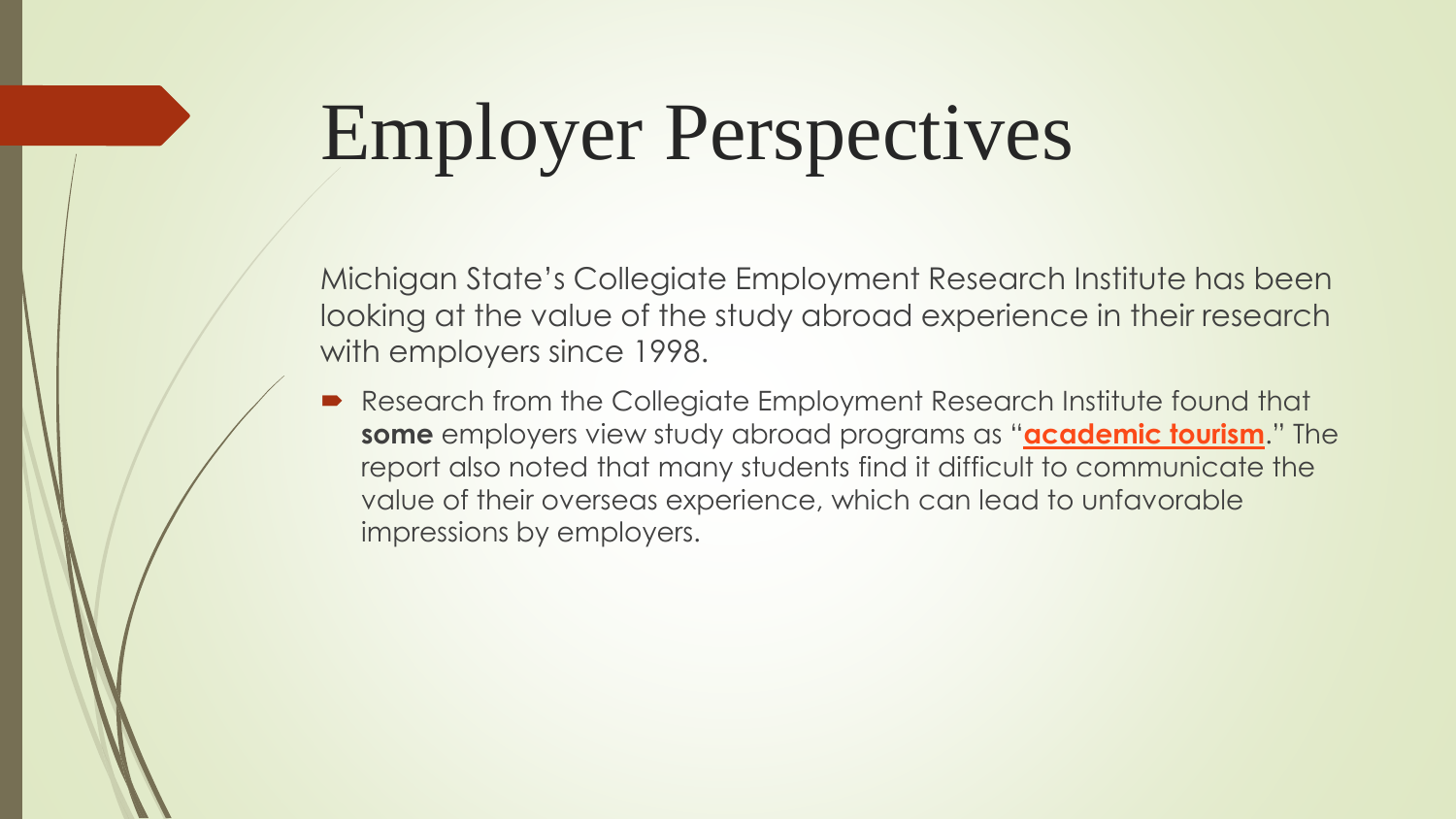# Employer Perspectives

Michigan State's Collegiate Employment Research Institute has been looking at the value of the study abroad experience in their research with employers since 1998.

- Research from the Collegiate Employment Research Institute found that **some** employers view study abroad programs as "**academic tourism**." The report also noted that many students find it difficult to communicate the value of their overseas experience, which can lead to unfavorable impressions by employers.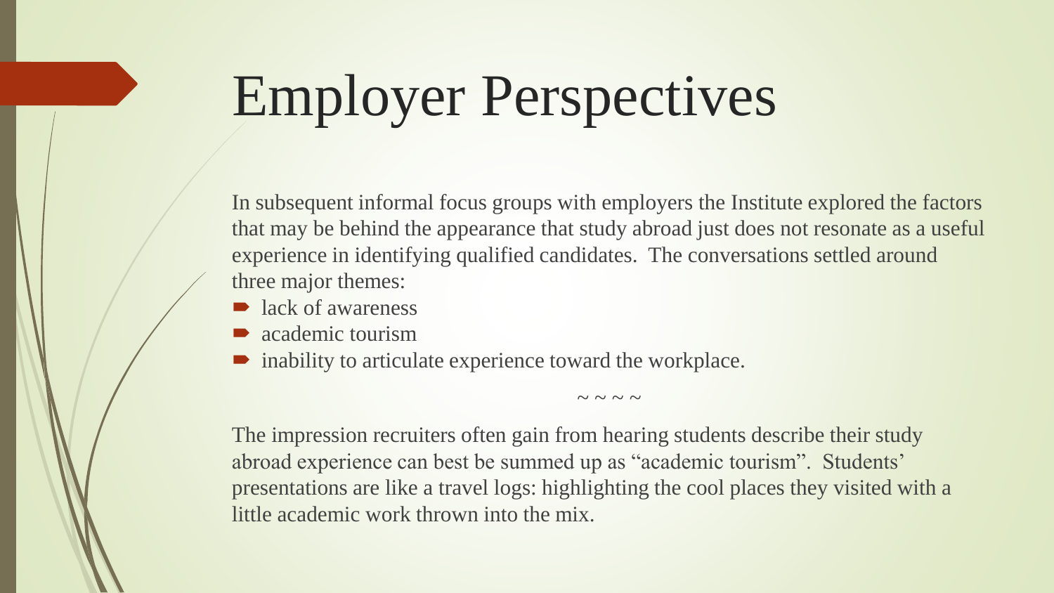# Employer Perspectives

In subsequent informal focus groups with employers the Institute explored the factors that may be behind the appearance that study abroad just does not resonate as a useful experience in identifying qualified candidates. The conversations settled around three major themes:

- lack of awareness
- academic tourism
- inability to articulate experience toward the workplace.

~ ~ ~ ~

The impression recruiters often gain from hearing students describe their study abroad experience can best be summed up as "academic tourism". Students' presentations are like a travel logs: highlighting the cool places they visited with a little academic work thrown into the mix.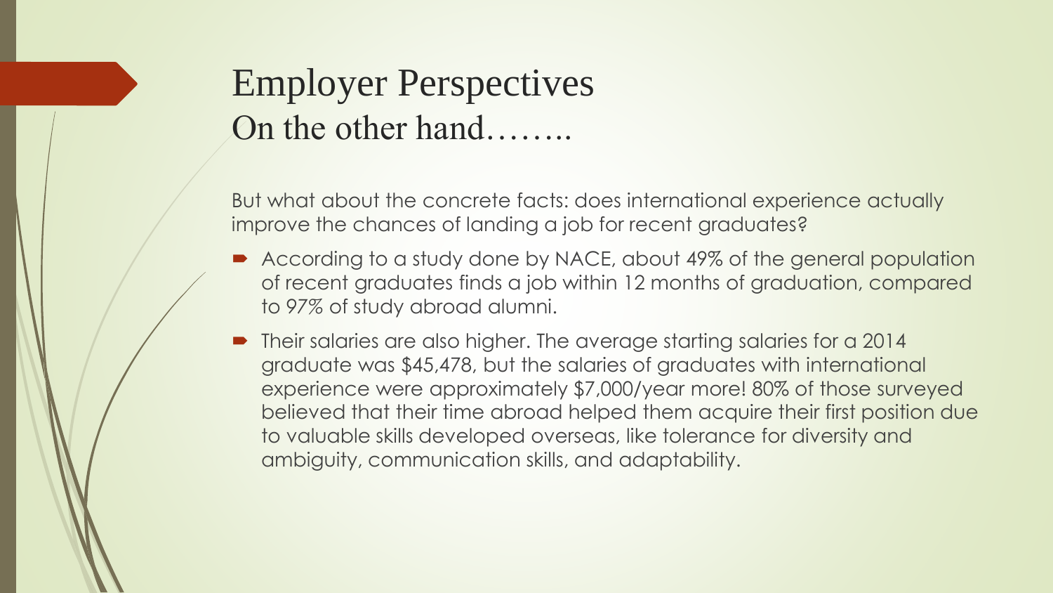# Employer Perspectives
## On the other hand……..

But what about the concrete facts: does international experience actually improve the chances of landing a job for recent graduates?

- According to a study done by NACE, about 49% of the general population of recent graduates finds a job within 12 months of graduation, compared to 97% of study abroad alumni.
- Their salaries are also higher. The average starting salaries for a 2014 graduate was $45,478, but the salaries of graduates with international experience were approximately $7,000/year more! 80% of those surveyed believed that their time abroad helped them acquire their first position due to valuable skills developed overseas, like tolerance for diversity and ambiguity, communication skills, and adaptability.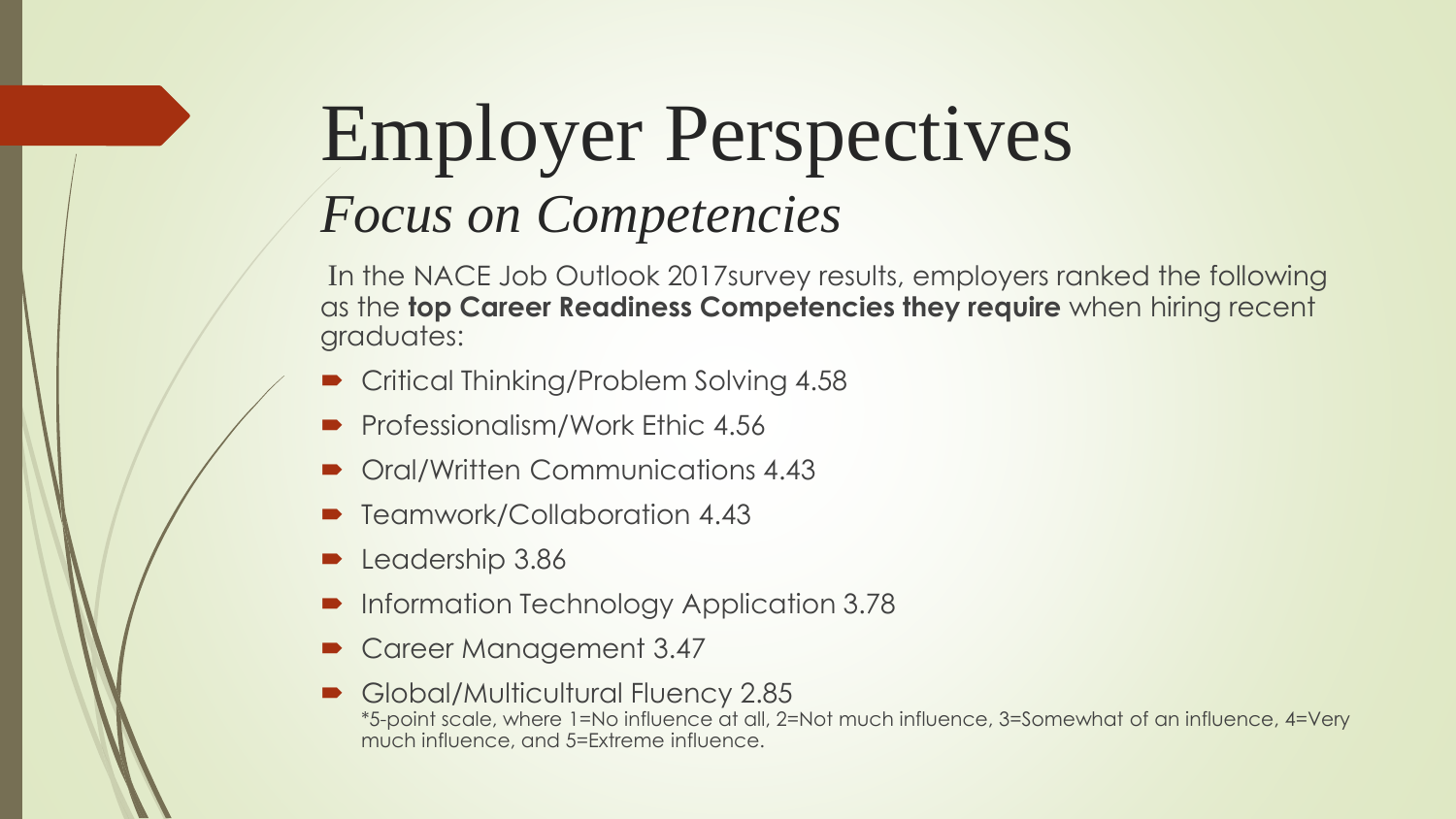# Employer Perspectives

## *Focus on Competencies*

In the NACE Job Outlook 2017survey results, employers ranked the following as the **top Career Readiness Competencies they require** when hiring recent graduates:

- Critical Thinking/Problem Solving 4.58
- Professionalism/Work Ethic 4.56
- Oral/Written Communications 4.43
- Teamwork/Collaboration 4.43
- Leadership 3.86
- Information Technology Application 3.78
- Career Management 3.47
- Global/Multicultural Fluency 2.85

*5-point scale, where 1=No influence at all, 2=Not much influence, 3=Somewhat of an influence, 4=Very much influence, and 5=Extreme influence.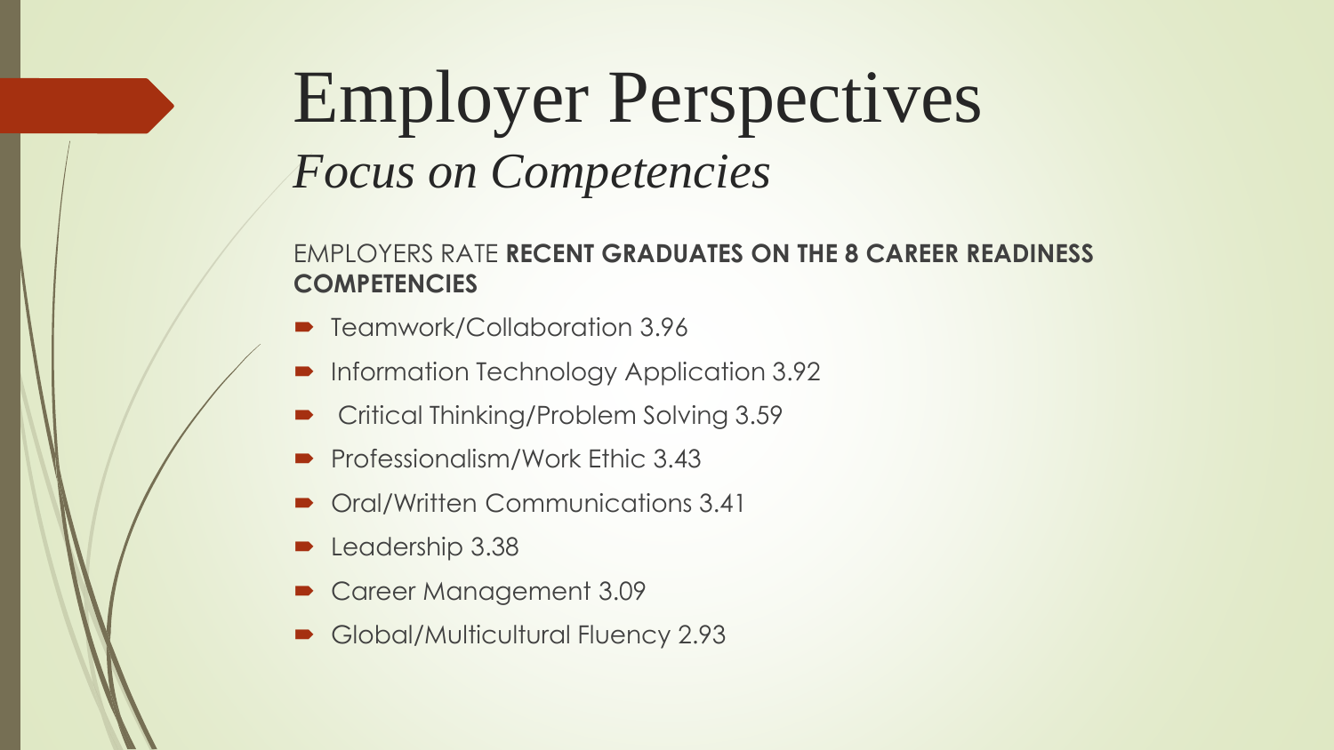# Employer Perspectives

*Focus on Competencies*

EMPLOYERS RATE **RECENT GRADUATES ON THE 8 CAREER READINESS COMPETENCIES**

- Teamwork/Collaboration 3.96
- Information Technology Application 3.92
- Critical Thinking/Problem Solving 3.59
- Professionalism/Work Ethic 3.43
- Oral/Written Communications 3.41
- Leadership 3.38
- Career Management 3.09
- Global/Multicultural Fluency 2.93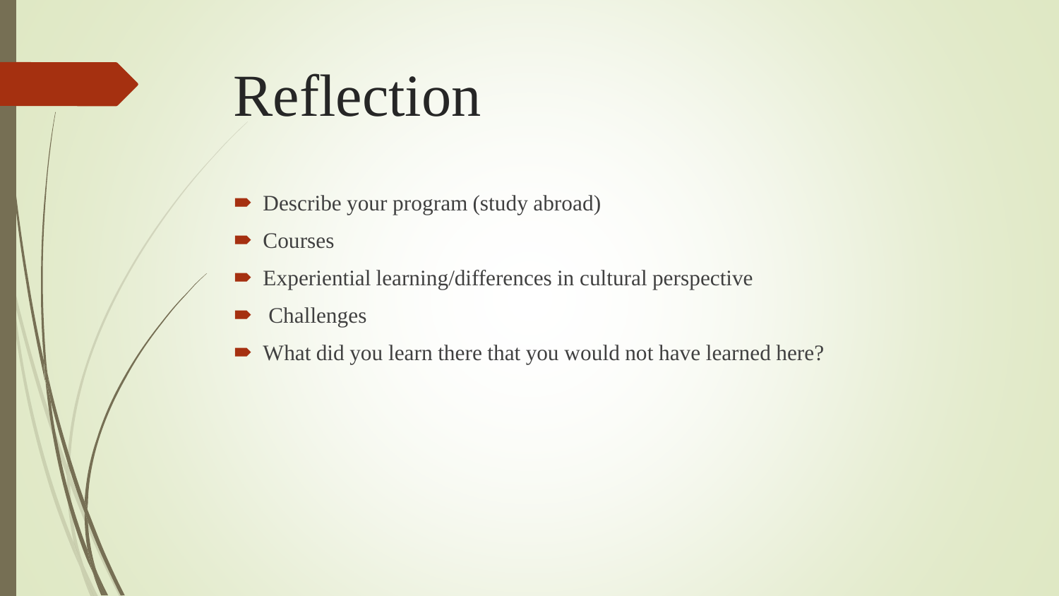# Reflection

- Describe your program (study abroad)
- Courses
- Experiential learning/differences in cultural perspective
- Challenges
- What did you learn there that you would not have learned here?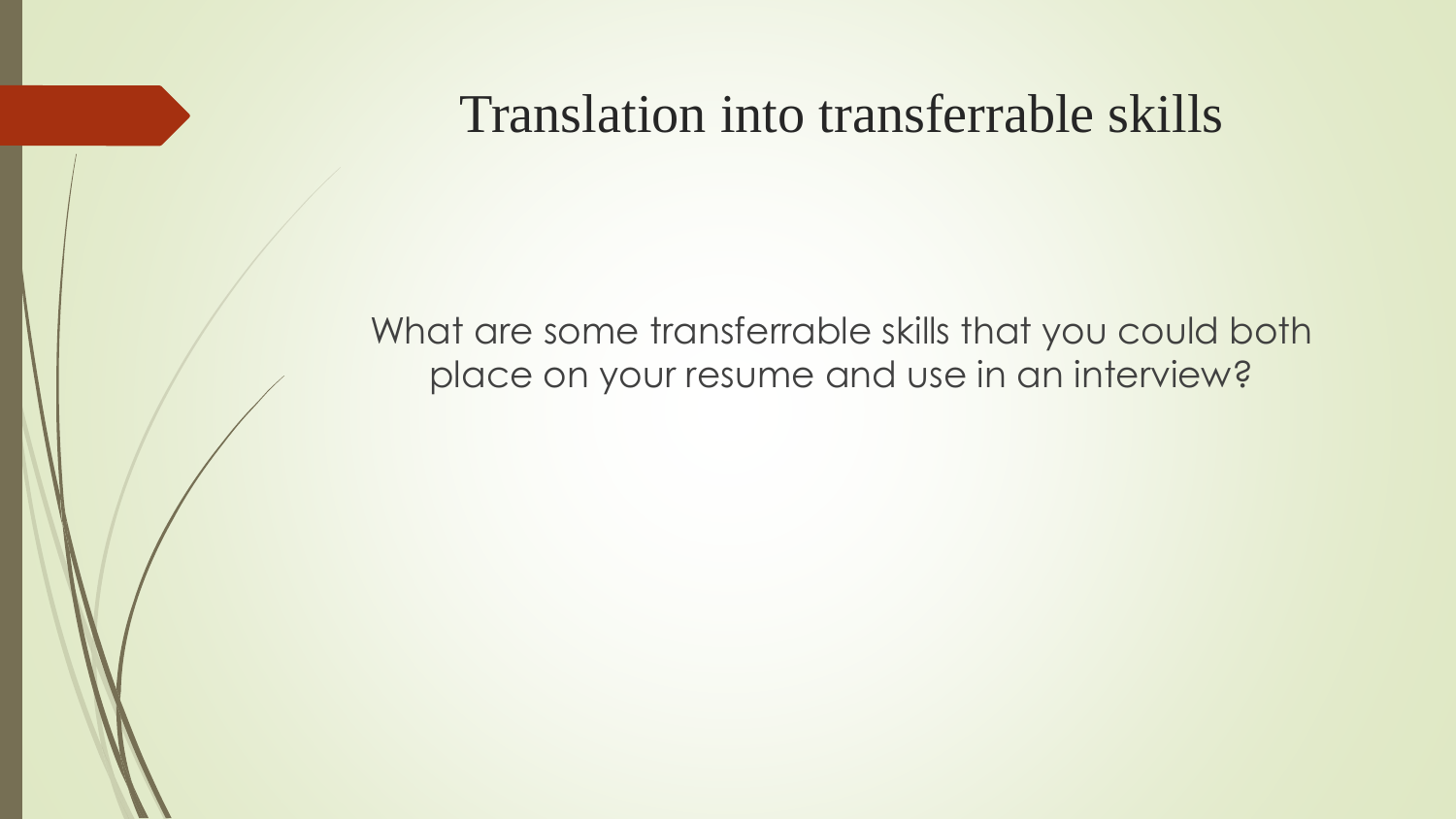# Translation into transferrable skills

What are some transferrable skills that you could both place on your resume and use in an interview?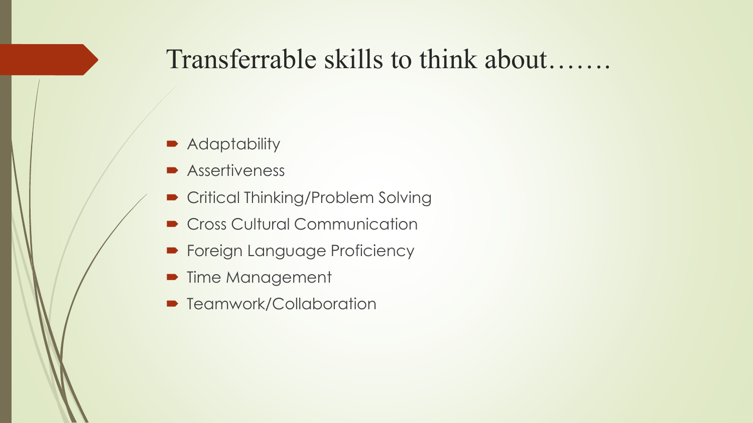# Transferrable skills to think about…….

- Adaptability
- Assertiveness
- Critical Thinking/Problem Solving
- Cross Cultural Communication
- Foreign Language Proficiency
- Time Management
- Teamwork/Collaboration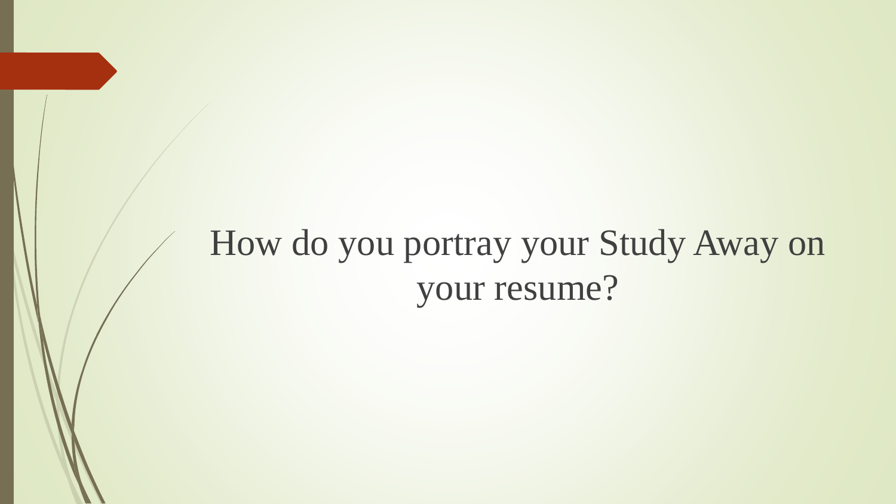# How do you portray your Study Away on your resume?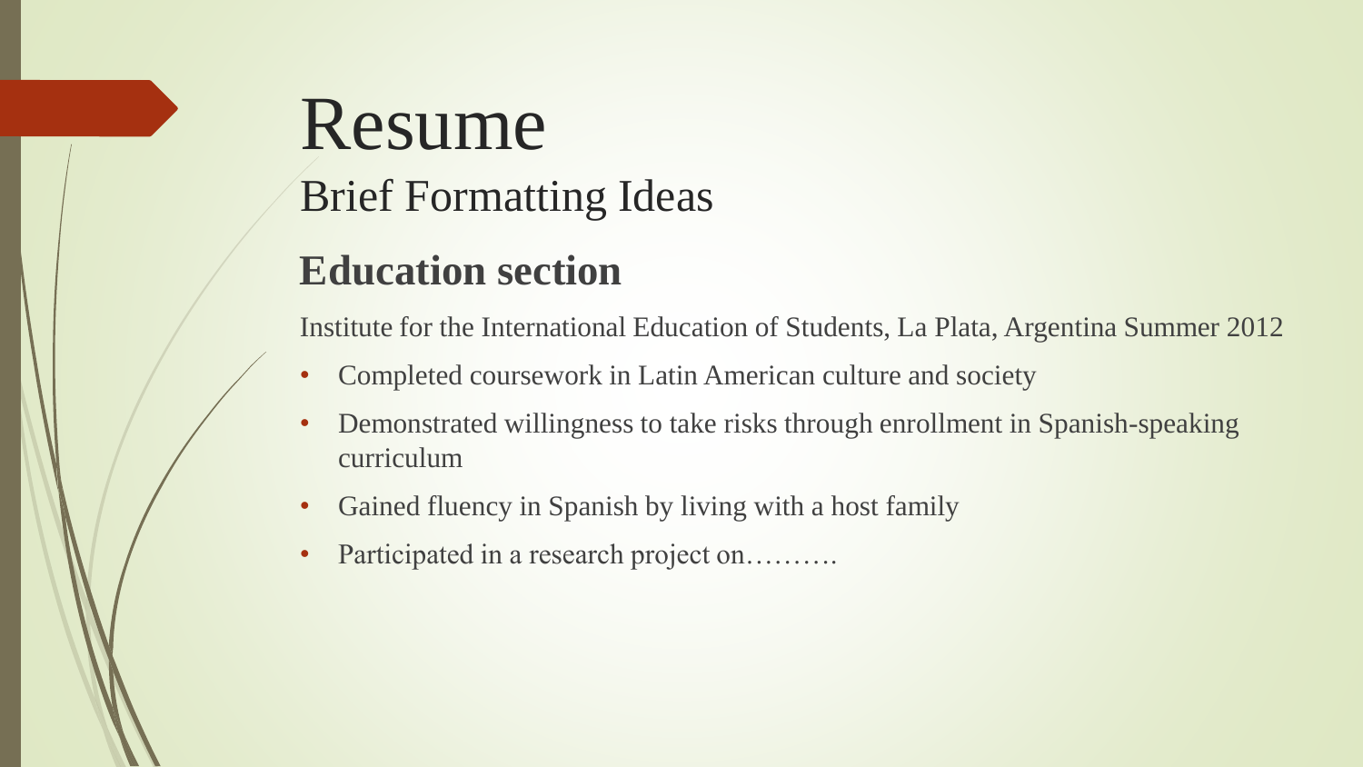# Resume

## Brief Formatting Ideas

### Education section

Institute for the International Education of Students, La Plata, Argentina Summer 2012

- Completed coursework in Latin American culture and society
- Demonstrated willingness to take risks through enrollment in Spanish-speaking curriculum
- Gained fluency in Spanish by living with a host family
- Participated in a research project on……….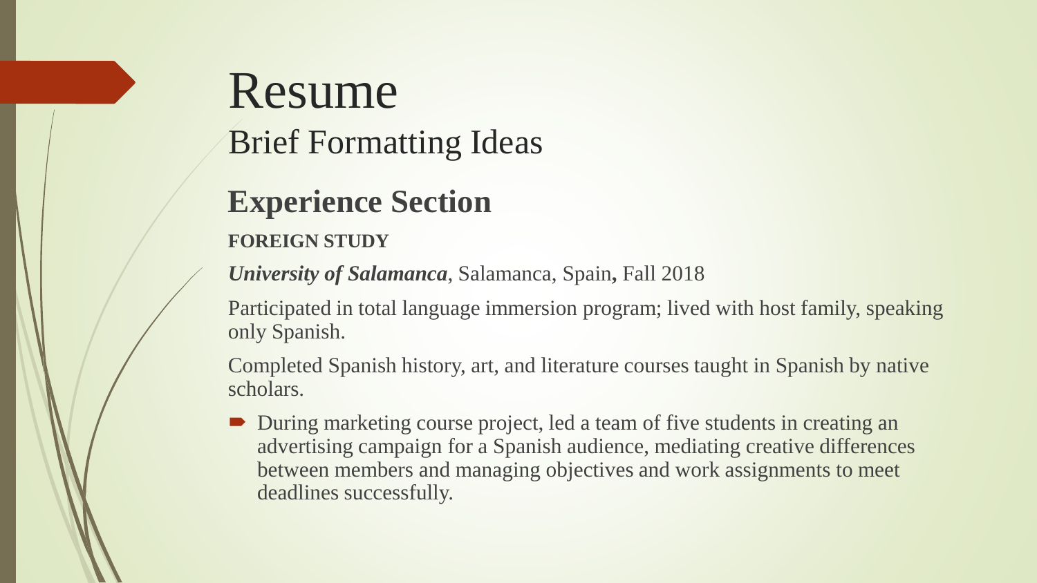# Resume

## Brief Formatting Ideas

## Experience Section

**FOREIGN STUDY**

***University of Salamanca***, Salamanca, Spain**,** Fall 2018

Participated in total language immersion program; lived with host family, speaking only Spanish.

Completed Spanish history, art, and literature courses taught in Spanish by native scholars.

- During marketing course project, led a team of five students in creating an advertising campaign for a Spanish audience, mediating creative differences between members and managing objectives and work assignments to meet deadlines successfully.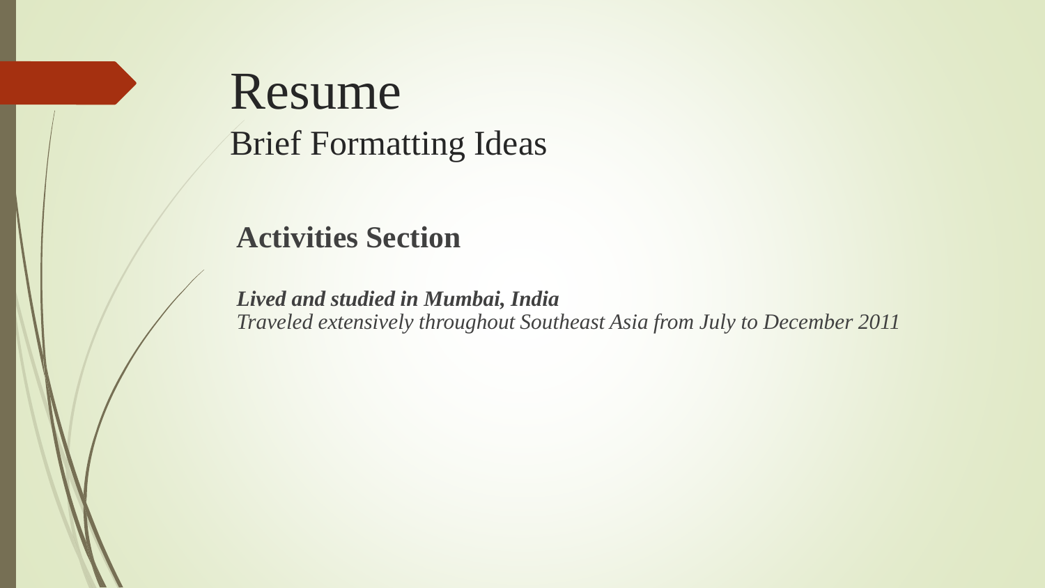# Resume

## Brief Formatting Ideas

### Activities Section

***Lived and studied in Mumbai, India***
*Traveled extensively throughout Southeast Asia from July to December 2011*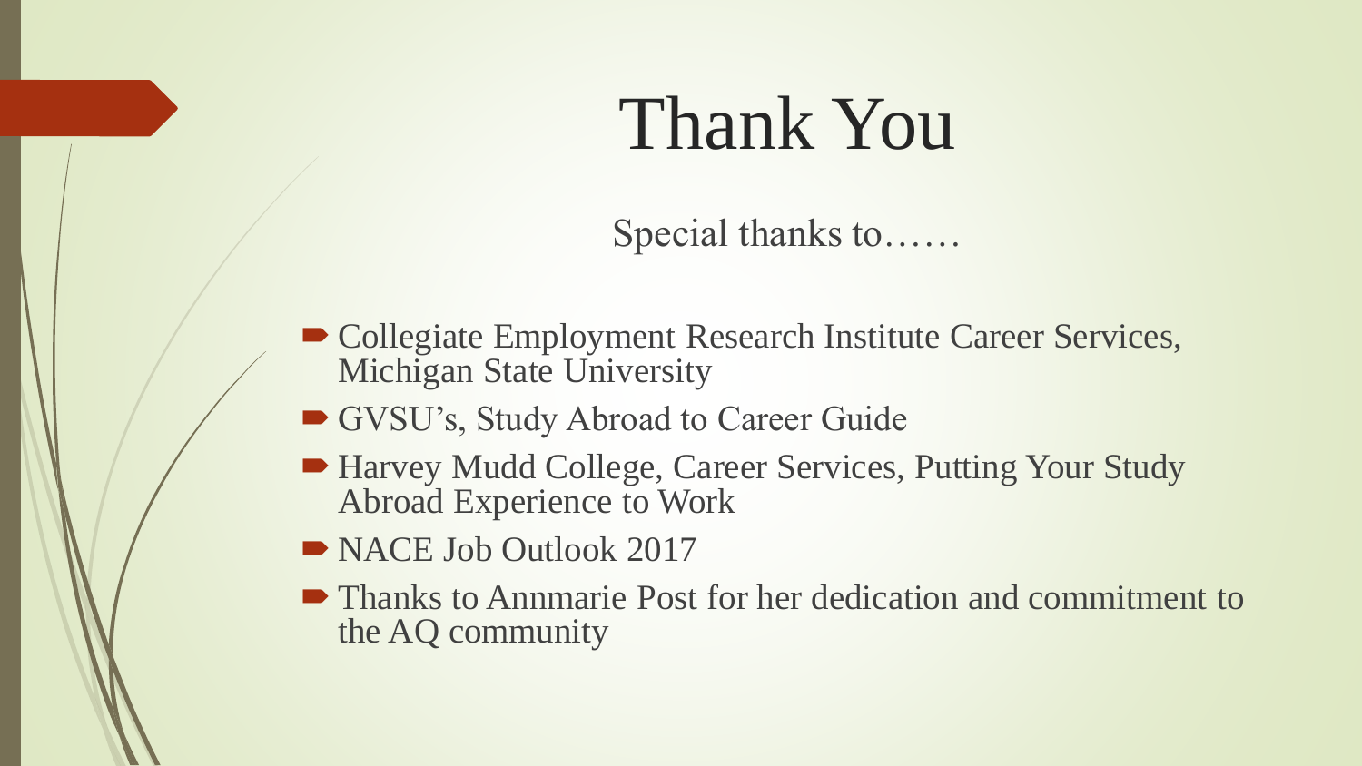# Thank You

Special thanks to……

- Collegiate Employment Research Institute Career Services, Michigan State University
- GVSU's, Study Abroad to Career Guide
- Harvey Mudd College, Career Services, Putting Your Study Abroad Experience to Work
- NACE Job Outlook 2017
- Thanks to Annmarie Post for her dedication and commitment to the AQ community